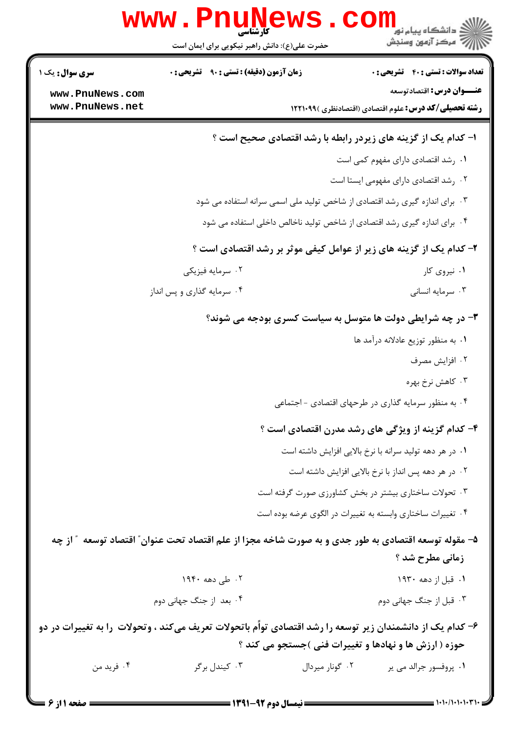کارشناسی

حضرت علی(ع): دانش راهبر نیکویی برای ایمان است

دانشگاه پیام نور
مرکز آزمون وسنجش

**سری سوال:** یک ۱

**زمان آزمون (دقیقه) : تستی : ۹۰ تشریحی : ۰**

**تعداد سوالات : تستی : ۴۰ تشریحی : ۰**

**عنـــوان درس:** اقتصادتوسعه

**رشته تحصیلی/کد درس:** علوم اقتصادی (اقتصادنظری )۱۲۲۱۰۹۹

**۱- کدام یک از گزینه های زیردر رابطه با رشد اقتصادی صحیح است ؟**

۱. رشد اقتصادی دارای مفهوم کمی است

۲. رشد اقتصادی دارای مفهومی ایستا است

۳. برای اندازه گیری رشد اقتصادی از شاخص تولید ملی اسمی سرانه استفاده می شود

۴. برای اندازه گیری رشد اقتصادی از شاخص تولید ناخالص داخلی استفاده می شود

**۲- کدام یک از گزینه های زیر از عوامل کیفی موثر بر رشد اقتصادی است ؟**

۱. نیروی کار

۲. سرمایه فیزیکی

۳. سرمایه انسانی

۴. سرمایه گذاری و پس انداز

**۳- در چه شرایطی دولت ها متوسل به سیاست کسری بودجه می شوند؟**

۱. به منظور توزیع عادلانه درآمد ها

۲. افزایش مصرف

۳. کاهش نرخ بهره

۴. به منظور سرمایه گذاری در طرحهای اقتصادی - اجتماعی

**۴- کدام گزینه از ویژگی های رشد مدرن اقتصادی است ؟**

۱. در هر دهه تولید سرانه با نرخ بالایی افزایش داشته است

۲. در هر دهه پس انداز با نرخ بالایی افزایش داشته است

۳. تحولات ساختاری بیشتر در بخش کشاورزی صورت گرفته است

۴. تغییرات ساختاری وابسته به تغییرات در الگوی عرضه بوده است

**۵- مقوله توسعه اقتصادی به طور جدی و به صورت شاخه مجزا از علم اقتصاد تحت عنوان" اقتصاد توسعه " از چه زمانی مطرح شد ؟**

۱. قبل از دهه ۱۹۳۰

۲. طی دهه ۱۹۴۰

۳. قبل از جنگ جهانی دوم

۴. بعد از جنگ جهانی دوم

**۶- کدام یک از دانشمندان زیر توسعه را رشد اقتصادی توأم باتحولات تعریف می‌کند ، وتحولات را به تغییرات در دو حوزه ( ارزش ها و نهادها و تغییرات فنی )جستجو می کند ؟**

۱. پروفسور جرالد می یر

۲. گونار میردال

۳. کیندل برگر

۴. فرید من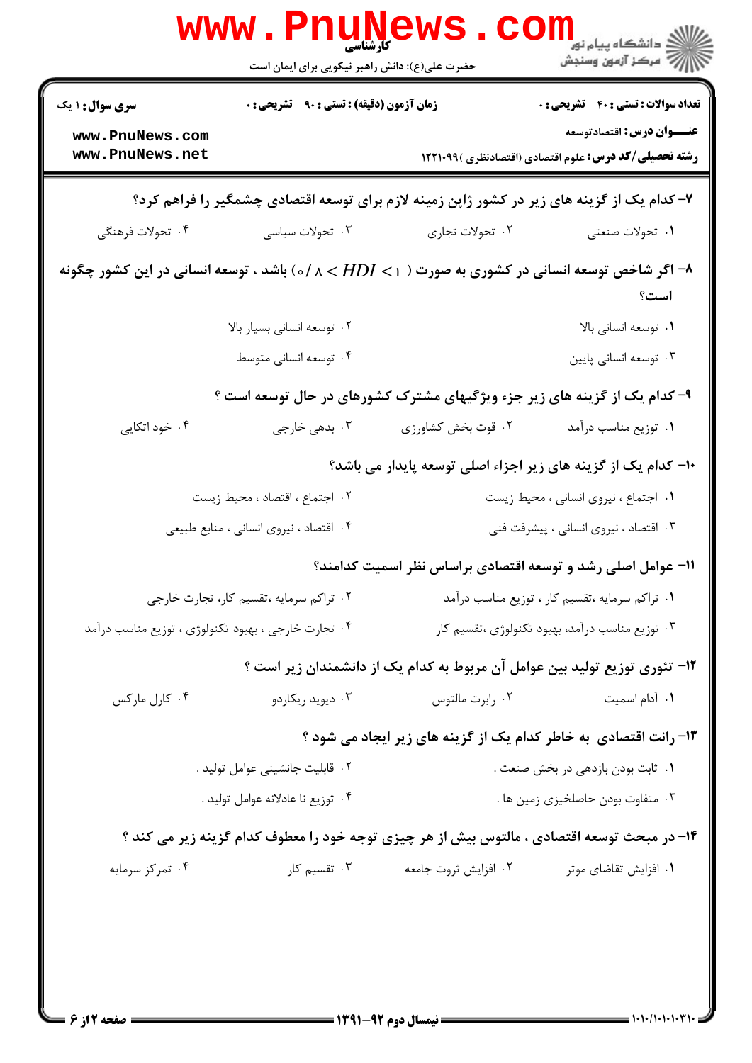۷- کدام یک از گزینه های زیر در کشور ژاپن زمینه لازم برای توسعه اقتصادی چشمگیر را فراهم کرد؟

۱. تحولات صنعتی
۲. تحولات تجاری
۳. تحولات سیاسی
۴. تحولات فرهنگی

۸- اگر شاخص توسعه انسانی در کشوری به صورت ( $1 > HDI < 0/8$ ) باشد ، توسعه انسانی در این کشور چگونه است؟

۱. توسعه انسانی بالا
۲. توسعه انسانی بسیار بالا
۳. توسعه انسانی پایین
۴. توسعه انسانی متوسط

۹- کدام یک از گزینه های زیر جزء ویژگیهای مشترک کشورهای در حال توسعه است ؟

۱. توزیع مناسب درآمد
۲. قوت بخش کشاورزی
۳. بدهی خارجی
۴. خود اتکایی

۱۰- کدام یک از گزینه های زیر اجزاء اصلی توسعه پایدار می باشد؟

۱. اجتماع ، نیروی انسانی ، محیط زیست
۲. اجتماع ، اقتصاد ، محیط زیست
۳. اقتصاد ، نیروی انسانی ، پیشرفت فنی
۴. اقتصاد ، نیروی انسانی ، منابع طبیعی

۱۱- عوامل اصلی رشد و توسعه اقتصادی براساس نظر اسمیت کدامند؟

۱. تراکم سرمایه ،تقسیم کار ، توزیع مناسب درآمد
۲. تراکم سرمایه ،تقسیم کار، تجارت خارجی
۳. توزیع مناسب درآمد، بهبود تکنولوژی ،تقسیم کار
۴. تجارت خارجی ، بهبود تکنولوژی ، توزیع مناسب درآمد

۱۲- تئوری توزیع تولید بین عوامل آن مربوط به کدام یک از دانشمندان زیر است ؟

۱. آدام اسمیت
۲. رابرت مالتوس
۳. دیوید ریکاردو
۴. کارل مارکس

۱۳- رانت اقتصادی به خاطر کدام یک از گزینه های زیر ایجاد می شود ؟

۱. ثابت بودن بازدهی در بخش صنعت .
۲. قابلیت جانشینی عوامل تولید .
۳. متفاوت بودن حاصلخیزی زمین ها .
۴. توزیع نا عادلانه عوامل تولید .

۱۴- در مبحث توسعه اقتصادی ، مالتوس بیش از هر چیزی توجه خود را معطوف کدام گزینه زیر می کند ؟

۱. افزایش تقاضای موثر
۲. افزایش ثروت جامعه
۳. تقسیم کار
۴. تمرکز سرمایه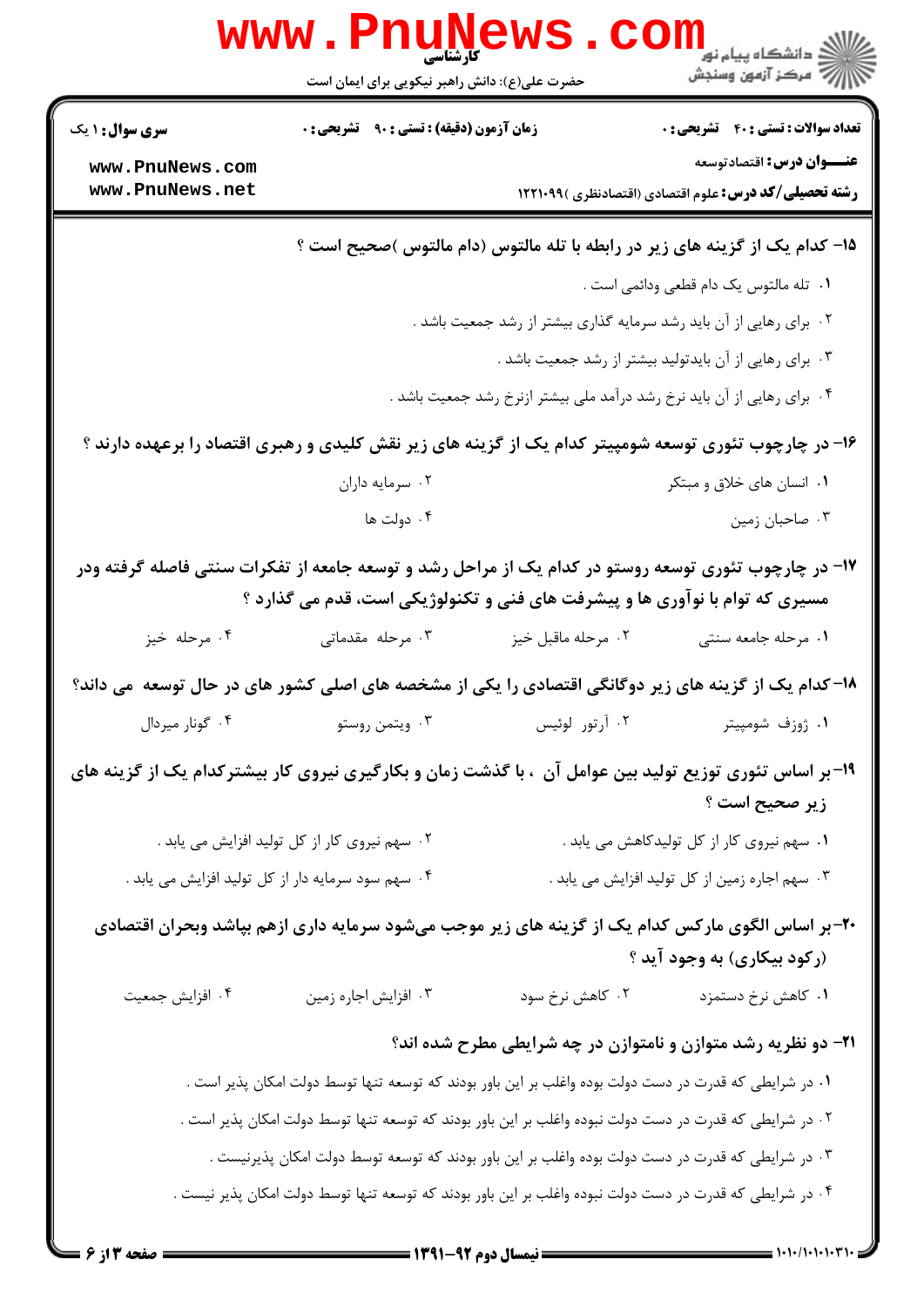۱۵- کدام یک از گزینه های زیر در رابطه با تله مالتوس (دام مالتوس )صحیح است ؟

۱. تله مالتوس یک دام قطعی ودائمی است .

۲. برای رهایی از آن باید رشد سرمایه گذاری بیشتر از رشد جمعیت باشد .

۳. برای رهایی از آن بایدتولید بیشتر از رشد جمعیت باشد .

۴. برای رهایی از آن باید نرخ رشد درآمد ملی بیشتر ازنرخ رشد جمعیت باشد .

۱۶- در چارچوب تئوری توسعه شومپیتر کدام یک از گزینه های زیر نقش کلیدی و رهبری اقتصاد را برعهده دارند ؟

۱. انسان های خلاق و مبتکر

۲. سرمایه داران

۳. صاحبان زمین

۴. دولت ها

۱۷- در چارچوب تئوری توسعه روستو در کدام یک از مراحل رشد و توسعه جامعه از تفکرات سنتی فاصله گرفته ودر مسیری که توام با نوآوری ها و پیشرفت های فنی و تکنولوژیکی است، قدم می گذارد ؟

۱. مرحله جامعه سنتی

۲. مرحله ماقبل خیز

۳. مرحله مقدماتی

۴. مرحله خیز

۱۸- کدام یک از گزینه های زیر دوگانگی اقتصادی را یکی از مشخصه های اصلی کشور های در حال توسعه می داند؟

۱. ژوزف شومپیتر

۲. آرتور لوئیس

۳. ویتمن روستو

۴. گونار میردال

۱۹- بر اساس تئوری توزیع تولید بین عوامل آن ، با گذشت زمان و بکارگیری نیروی کار بیشترکدام یک از گزینه های زیر صحیح است ؟

۱. سهم نیروی کار از کل تولیدکاهش می یابد .

۲. سهم نیروی کار از کل تولید افزایش می یابد .

۳. سهم اجاره زمین از کل تولید افزایش می یابد .

۴. سهم سود سرمایه دار از کل تولید افزایش می یابد .

۲۰- بر اساس الگوی مارکس کدام یک از گزینه های زیر موجب می‌شود سرمایه داری ازهم بپاشد وبحران اقتصادی (رکود بیکاری) به وجود آید ؟

۱. کاهش نرخ دستمزد

۲. کاهش نرخ سود

۳. افزایش اجاره زمین

۴. افزایش جمعیت

۲۱- دو نظریه رشد متوازن و نامتوازن در چه شرایطی مطرح شده اند؟

۱. در شرایطی که قدرت در دست دولت بوده واغلب بر این باور بودند که توسعه تنها توسط دولت امکان پذیر است .

۲. در شرایطی که قدرت در دست دولت نبوده واغلب بر این باور بودند که توسعه تنها توسط دولت امکان پذیر است .

۳. در شرایطی که قدرت در دست دولت بوده واغلب بر این باور بودند که توسعه توسط دولت امکان پذیرنیست .

۴. در شرایطی که قدرت در دست دولت نبوده واغلب بر این باور بودند که توسعه تنها توسط دولت امکان پذیر نیست .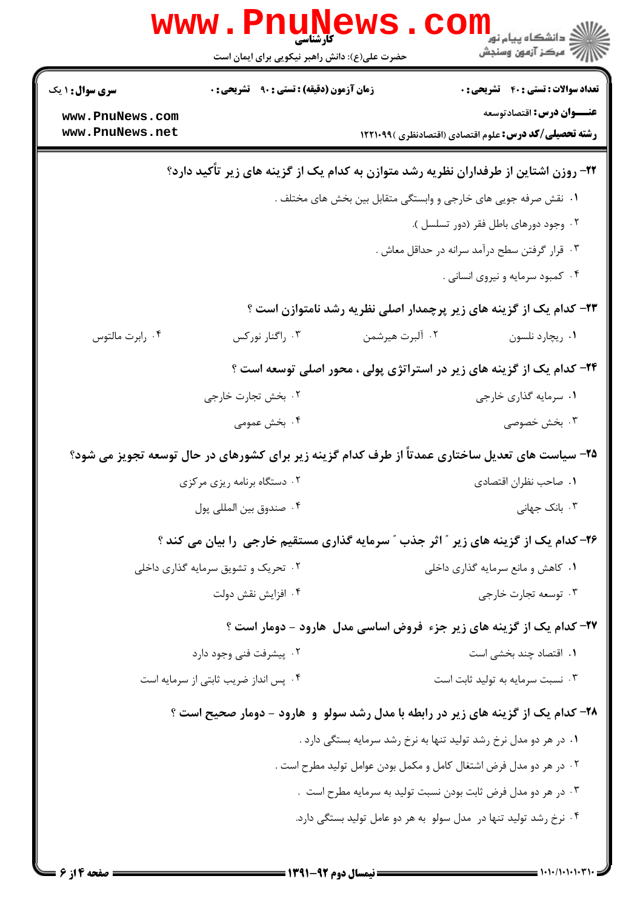۲۲- روزن اشتاین از طرفداران نظریه رشد متوازن به کدام یک از گزینه های زیر تأکید دارد؟

۱. نقش صرفه جویی های خارجی و وابستگی متقابل بین بخش های مختلف .

۲. وجود دورهای باطل فقر (دور تسلسل ).

۳. قرار گرفتن سطح درآمد سرانه در حداقل معاش .

۴. کمبود سرمایه و نیروی انسانی .

۲۳- کدام یک از گزینه های زیر پرچمدار اصلی نظریه رشد نامتوازن است ؟

۱. ریچارد نلسون

۲. آلبرت هیرشمن

۳. راگنار نورکس

۴. رابرت مالتوس

۲۴- کدام یک از گزینه های زیر در استراتژی پولی ، محور اصلی توسعه است ؟

۱. سرمایه گذاری خارجی

۲. بخش تجارت خارجی

۳. بخش خصوصی

۴. بخش عمومی

۲۵- سیاست های تعدیل ساختاری عمدتاً از طرف کدام گزینه زیر برای کشورهای در حال توسعه تجویز می شود؟

۱. صاحب نظران اقتصادی

۲. دستگاه برنامه ریزی مرکزی

۳. بانک جهانی

۴. صندوق بین المللی پول

۲۶- کدام یک از گزینه های زیر " اثر جذب " سرمایه گذاری مستقیم خارجی را بیان می کند ؟

۱. کاهش و مانع سرمایه گذاری داخلی

۲. تحریک و تشویق سرمایه گذاری داخلی

۳. توسعه تجارت خارجی

۴. افزایش نقش دولت

۲۷- کدام یک از گزینه های زیر جزء فروض اساسی مدل هارود - دومار است ؟

۱. اقتصاد چند بخشی است

۲. پیشرفت فنی وجود دارد

۳. نسبت سرمایه به تولید ثابت است

۴. پس انداز ضریب ثابتی از سرمایه است

۲۸- کدام یک از گزینه های زیر در رابطه با مدل رشد سولو و هارود - دومار صحیح است ؟

۱. در هر دو مدل نرخ رشد تولید تنها به نرخ رشد سرمایه بستگی دارد .

۲. در هر دو مدل فرض اشتغال کامل و مکمل بودن عوامل تولید مطرح است .

۳. در هر دو مدل فرض ثابت بودن نسبت تولید به سرمایه مطرح است .

۴. نرخ رشد تولید تنها در مدل سولو به هر دو عامل تولید بستگی دارد.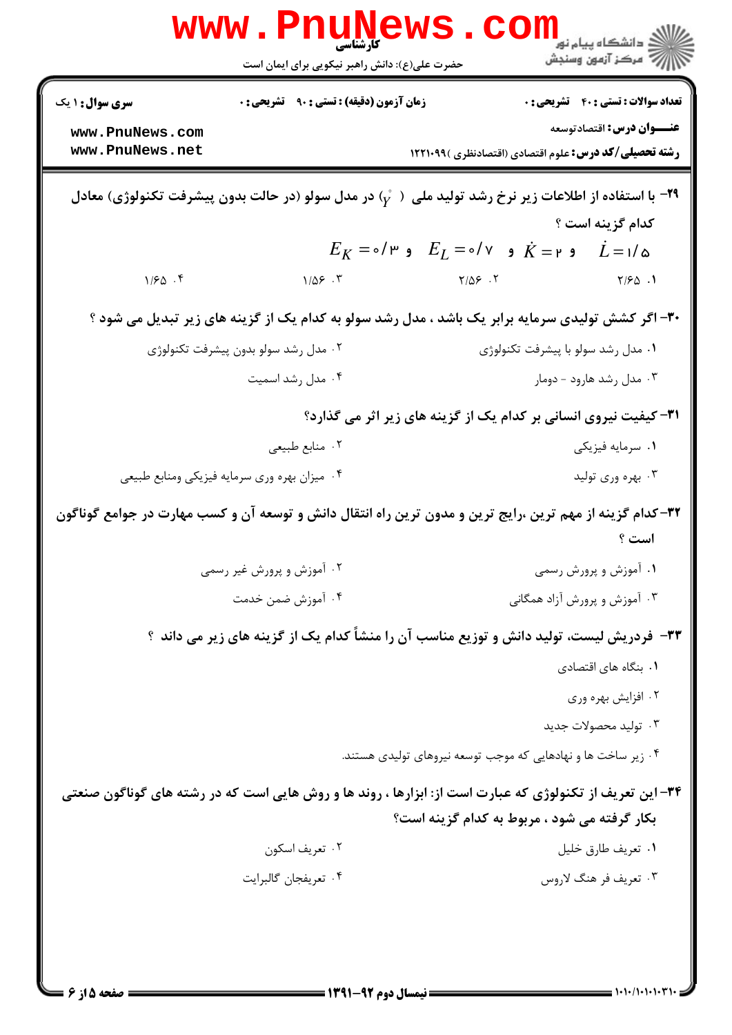۲۹- با استفاده از اطلاعات زیر نرخ رشد تولید ملی ( $\mathring{Y}$ ) در مدل سولو (در حالت بدون پیشرفت تکنولوژی) معادل کدام گزینه است ؟

$E_K = ۰/۳$ و $E_L = ۰/۷$ و $\dot{K} = ۲$ و $\dot{L} = ۱/۵$

۱. ۲/۶۵

۲. ۲/۵۶

۳. ۱/۵۶

۴. ۱/۶۵

۳۰- اگر کشش تولیدی سرمایه برابر یک باشد ، مدل رشد سولو به کدام یک از گزینه های زیر تبدیل می شود ؟

۱. مدل رشد سولو با پیشرفت تکنولوژی

۲. مدل رشد سولو بدون پیشرفت تکنولوژی

۳. مدل رشد هارود - دومار

۴. مدل رشد اسمیت

۳۱- کیفیت نیروی انسانی بر کدام یک از گزینه های زیر اثر می گذارد؟

۱. سرمایه فیزیکی

۲. منابع طبیعی

۳. بهره وری تولید

۴. میزان بهره وری سرمایه فیزیکی ومنابع طبیعی

۳۲-کدام گزینه از مهم ترین ،رایج ترین و مدون ترین راه انتقال دانش و توسعه آن و کسب مهارت در جوامع گوناگون است ؟

۱. آموزش و پرورش رسمی

۲. آموزش و پرورش غیر رسمی

۳. آموزش و پرورش آزاد همگانی

۴. آموزش ضمن خدمت

۳۳- فردریش لیست، تولید دانش و توزیع مناسب آن را منشأ کدام یک از گزینه های زیر می داند ؟

۱. بنگاه های اقتصادی

۲. افزایش بهره وری

۳. تولید محصولات جدید

۴. زیر ساخت ها و نهادهایی که موجب توسعه نیروهای تولیدی هستند.

۳۴-این تعریف از تکنولوژی که عبارت است از: ابزارها ، روند ها و روش هایی است که در رشته های گوناگون صنعتی بکار گرفته می شود ، مربوط به کدام گزینه است؟

۱. تعریف طارق خلیل

۲. تعریف اسکون

۳. تعریف فر هنگ لاروس

۴. تعریفجان گالبرایت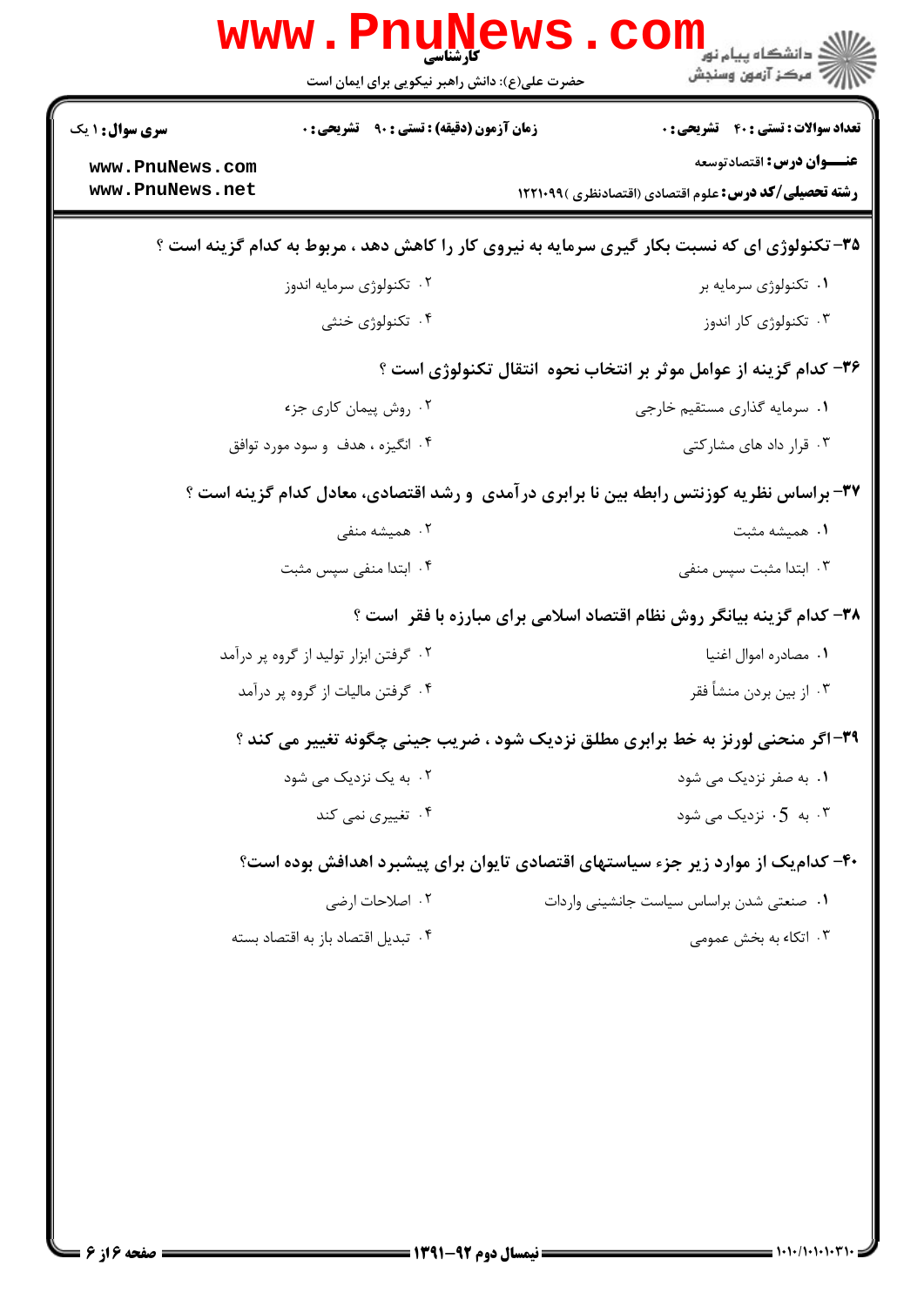**۳۵- تکنولوژی ای که نسبت بکار گیری سرمایه به نیروی کار را کاهش دهد ، مربوط به کدام گزینه است ؟**

۱. تکنولوژی سرمایه بر

۲. تکنولوژی سرمایه اندوز

۳. تکنولوژی کار اندوز

۴. تکنولوژی خنثی

**۳۶- کدام گزینه از عوامل موثر بر انتخاب نحوه انتقال تکنولوژی است ؟**

۱. سرمایه گذاری مستقیم خارجی

۲. روش پیمان کاری جزء

۳. قرار داد های مشارکتی

۴. انگیزه ، هدف و سود مورد توافق

**۳۷- براساس نظریه کوزنتس رابطه بین نا برابری درآمدی و رشد اقتصادی، معادل کدام گزینه است ؟**

۱. همیشه مثبت

۲. همیشه منفی

۳. ابتدا مثبت سپس منفی

۴. ابتدا منفی سپس مثبت

**۳۸- کدام گزینه بیانگر روش نظام اقتصاد اسلامی برای مبارزه با فقر است ؟**

۱. مصادره اموال اغنیا

۲. گرفتن ابزار تولید از گروه پر درآمد

۳. از بین بردن منشأ فقر

۴. گرفتن مالیات از گروه پر درآمد

**۳۹- اگر منحنی لورنز به خط برابری مطلق نزدیک شود ، ضریب جینی چگونه تغییر می کند ؟**

۱. به صفر نزدیک می شود

۲. به یک نزدیک می شود

۳. به $0.5$ نزدیک می شود

۴. تغییری نمی کند

**۴۰- کدام‌یک از موارد زیر جزء سیاستهای اقتصادی تایوان برای پیشبرد اهدافش بوده است؟**

۱. صنعتی شدن براساس سیاست جانشینی واردات

۲. اصلاحات ارضی

۳. اتکاء به بخش عمومی

۴. تبدیل اقتصاد باز به اقتصاد بسته